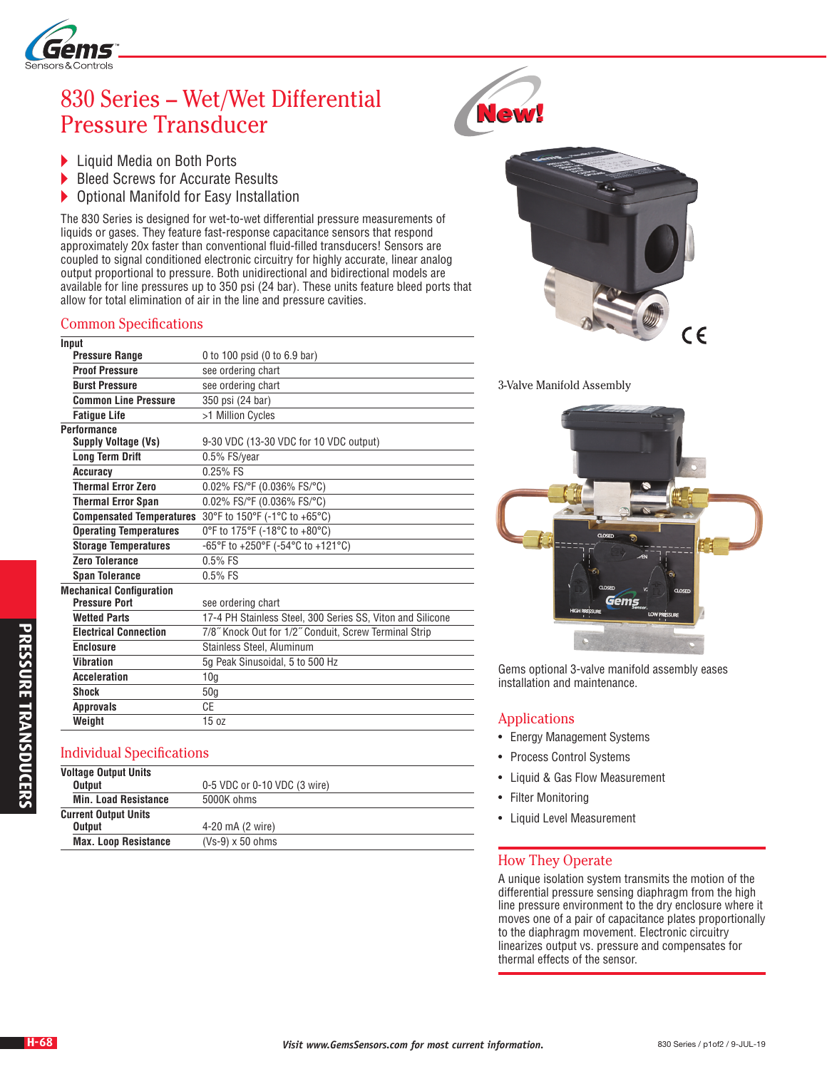# 830 Series – Wet/Wet Differential Pressure Transducer

- Liquid Media on Both Ports
- Bleed Screws for Accurate Results
- Optional Manifold for Easy Installation

The 830 Series is designed for wet-to-wet differential pressure measurements of liquids or gases. They feature fast-response capacitance sensors that respond approximately 20x faster than conventional fluid-filled transducers! Sensors are coupled to signal conditioned electronic circuitry for highly accurate, linear analog output proportional to pressure. Both unidirectional and bidirectional models are available for line pressures up to 350 psi (24 bar). These units feature bleed ports that allow for total elimination of air in the line and pressure cavities.

## Common Specifications

| | |
|---|---|
| **Input** | |
| **Pressure Range** | 0 to 100 psid (0 to 6.9 bar) |
| **Proof Pressure** | see ordering chart |
| **Burst Pressure** | see ordering chart |
| **Common Line Pressure** | 350 psi (24 bar) |
| **Fatigue Life** | >1 Million Cycles |
| **Performance** | |
| **Supply Voltage (Vs)** | 9-30 VDC (13-30 VDC for 10 VDC output) |
| **Long Term Drift** | 0.5% FS/year |
| **Accuracy** | 0.25% FS |
| **Thermal Error Zero** | 0.02% FS/°F (0.036% FS/°C) |
| **Thermal Error Span** | 0.02% FS/°F (0.036% FS/°C) |
| **Compensated Temperatures** | 30°F to 150°F (-1°C to +65°C) |
| **Operating Temperatures** | 0°F to 175°F (-18°C to +80°C) |
| **Storage Temperatures** | -65°F to +250°F (-54°C to +121°C) |
| **Zero Tolerance** | 0.5% FS |
| **Span Tolerance** | 0.5% FS |
| **Mechanical Configuration** | |
| **Pressure Port** | see ordering chart |
| **Wetted Parts** | 17-4 PH Stainless Steel, 300 Series SS, Viton and Silicone |
| **Electrical Connection** | 7/8˝ Knock Out for 1/2˝ Conduit, Screw Terminal Strip |
| **Enclosure** | Stainless Steel, Aluminum |
| **Vibration** | 5g Peak Sinusoidal, 5 to 500 Hz |
| **Acceleration** | 10g |
| **Shock** | 50g |
| **Approvals** | CE |
| **Weight** | 15 oz |

## Individual Specifications

| | |
|---|---|
| **Voltage Output Units** | |
| **Output** | 0-5 VDC or 0-10 VDC (3 wire) |
| **Min. Load Resistance** | 5000K ohms |
| **Current Output Units** | |
| **Output** | 4-20 mA (2 wire) |
| **Max. Loop Resistance** | (Vs-9) x 50 ohms |

3-Valve Manifold Assembly

Gems optional 3-valve manifold assembly eases installation and maintenance.

## Applications

- Energy Management Systems
- Process Control Systems
- Liquid & Gas Flow Measurement
- Filter Monitoring
- Liquid Level Measurement

## How They Operate

A unique isolation system transmits the motion of the differential pressure sensing diaphragm from the high line pressure environment to the dry enclosure where it moves one of a pair of capacitance plates proportionally to the diaphragm movement. Electronic circuitry linearizes output vs. pressure and compensates for thermal effects of the sensor.

*Visit www.GemsSensors.com for most current information.*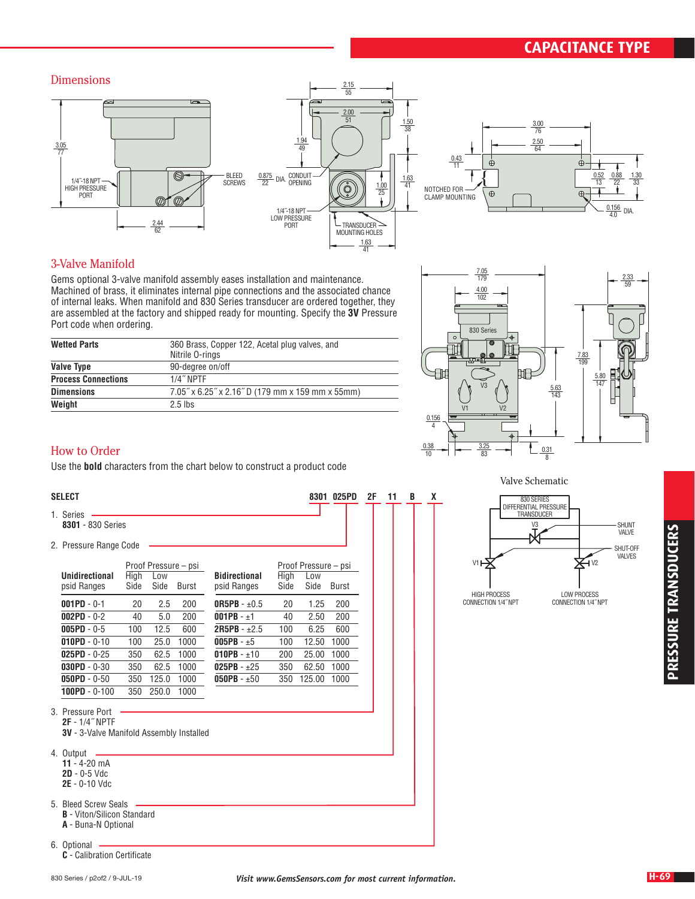# CAPACITANCE TYPE

## Dimensions

3.05
77

1/4″-18 NPT HIGH PRESSURE PORT

2.44
62

BLEED SCREWS

0.875
22
DIA. CONDUIT OPENING

1/4″-18 NPT LOW PRESSURE PORT

2.15
55

2.00
51

1.94
49

1.50
38

1.00
25

1.63
41

TRANSDUCER MOUNTING HOLES

1.63
41

3.00
76

2.50
64

0.43
11

NOTCHED FOR CLAMP MOUNTING

0.52
13

0.88
22

1.30
33

0.156
4.0
DIA.

## 3-Valve Manifold

Gems optional 3-valve manifold assembly eases installation and maintenance. Machined of brass, it eliminates internal pipe connections and the associated chance of internal leaks. When manifold and 830 Series transducer are ordered together, they are assembled at the factory and shipped ready for mounting. Specify the **3V** Pressure Port code when ordering.

| | |
|---|---|
| **Wetted Parts** | 360 Brass, Copper 122, Acetal plug valves, and Nitrile O-rings |
| **Valve Type** | 90-degree on/off |
| **Process Connections** | 1/4″ NPTF |
| **Dimensions** | 7.05″ x 6.25″ x 2.16″ D (179 mm x 159 mm x 55mm) |
| **Weight** | 2.5 lbs |

7.05
179

4.00
102

830 Series

V3

V1

V2

0.156
4

0.38
10

3.25
83

0.31
8

5.63
143

7.83
199

2.33
59

5.80
147

## How to Order

Use the **bold** characters from the chart below to construct a product code

**SELECT** — **8301 025PD 2F 11 B X**

1. Series
   **8301** - 830 Series

2. Pressure Range Code

| Unidirectional psid Ranges | Proof Pressure – psi High Side | Proof Pressure – psi Low Side | Burst | Bidirectional psid Ranges | Proof Pressure – psi High Side | Proof Pressure – psi Low Side | Burst |
|---|---|---|---|---|---|---|---|
| **001PD** - 0-1 | 20 | 2.5 | 200 | **0R5PB** - ±0.5 | 20 | 1.25 | 200 |
| **002PD** - 0-2 | 40 | 5.0 | 200 | **001PB** - ±1 | 40 | 2.50 | 200 |
| **005PD** - 0-5 | 100 | 12.5 | 600 | **2R5PB** - ±2.5 | 100 | 6.25 | 600 |
| **010PD** - 0-10 | 100 | 25.0 | 1000 | **005PB** - ±5 | 100 | 12.50 | 1000 |
| **025PD** - 0-25 | 350 | 62.5 | 1000 | **010PB** - ±10 | 200 | 25.00 | 1000 |
| **030PD** - 0-30 | 350 | 62.5 | 1000 | **025PB** - ±25 | 350 | 62.50 | 1000 |
| **050PD** - 0-50 | 350 | 125.0 | 1000 | **050PB** - ±50 | 350 | 125.00 | 1000 |
| **100PD** - 0-100 | 350 | 250.0 | 1000 | | | | |

3. Pressure Port
   **2F** - 1/4″ NPTF
   **3V** - 3-Valve Manifold Assembly Installed

4. Output
   **11** - 4-20 mA
   **2D** - 0-5 Vdc
   **2E** - 0-10 Vdc

5. Bleed Screw Seals
   **B** - Viton/Silicon Standard
   **A** - Buna-N Optional

6. Optional
   **C** - Calibration Certificate

### Valve Schematic

830 SERIES DIFFERENTIAL PRESSURE TRANSDUCER

V3

SHUNT VALVE

SHUT-OFF VALVES

V1

V2

HIGH PROCESS CONNECTION 1/4″ NPT

LOW PROCESS CONNECTION 1/4″ NPT

PRESSURE TRANSDUCERS

830 Series / p2of2 / 9-JUL-19

*Visit www.GemsSensors.com for most current information.*